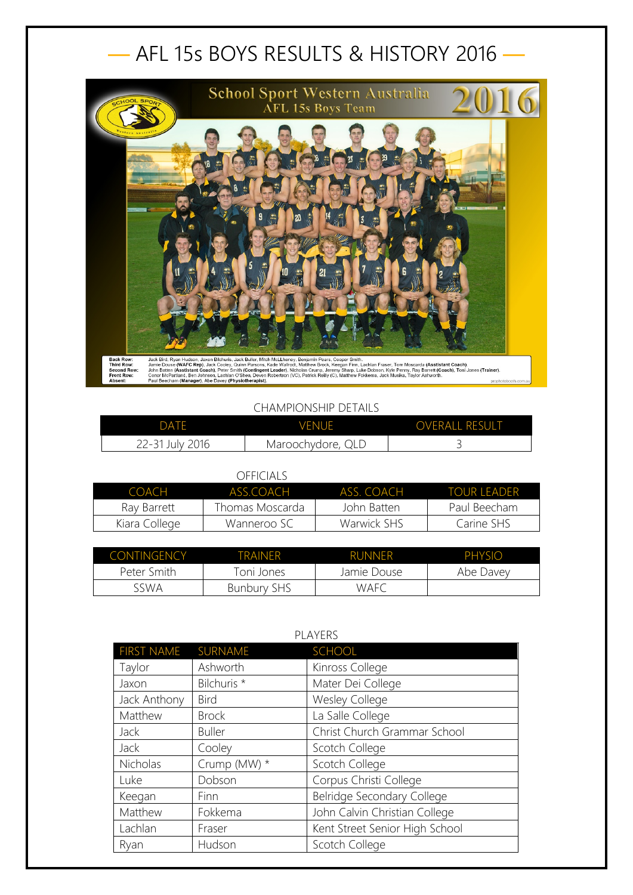# — AFL 15s BOYS RESULTS & HISTORY 2016 —

School Sport Western Australia 2016
AFL 15s Boys Team

Back Row: Jack Bird, Ryan Hudson, Jaxon Bilchuris, Jack Buller, Mitch McLLhenny, Benjamin Pears, Cooper Smith.
Third Row: Jamie Douse (WAFC Rep), Jack Cooley, Quinn Parsons, Kade Wallrodt, Matthew Brock, Keegan Finn, Lachlan Fraser, Tom Moscarda (Assistant Coach)
Second Row: John Batten (Assistant Coach), Peter Smith (Contingent Leader), Nicholas Crump, Jeremy Sharp, Luke Dobson, Kyle Penny, Ray Barrett (Coach), Toni Jones (Trainer).
Front Row: Conor McPartland, Ben Johnson, Lachlan O'Shea, Deven Robertson (VC), Patrick Reilly (C), Matthew Fokkema, Jack Musika, Taylor Ashworth.
Absent: Paul Beecham (Manager), Abe Davey (Physiotherapist).

CHAMPIONSHIP DETAILS

| DATE | VENUE | OVERALL RESULT |
|---|---|---|
| 22-31 July 2016 | Maroochydore, QLD | 3 |

OFFICIALS

| COACH | ASS.COACH | ASS. COACH | TOUR LEADER |
|---|---|---|---|
| Ray Barrett | Thomas Moscarda | John Batten | Paul Beecham |
| Kiara College | Wanneroo SC | Warwick SHS | Carine SHS |

| CONTINGENCY | TRAINER | RUNNER | PHYSIO |
|---|---|---|---|
| Peter Smith | Toni Jones | Jamie Douse | Abe Davey |
| SSWA | Bunbury SHS | WAFC | |

PLAYERS

| FIRST NAME | SURNAME | SCHOOL |
|---|---|---|
| Taylor | Ashworth | Kinross College |
| Jaxon | Bilchuris * | Mater Dei College |
| Jack Anthony | Bird | Wesley College |
| Matthew | Brock | La Salle College |
| Jack | Buller | Christ Church Grammar School |
| Jack | Cooley | Scotch College |
| Nicholas | Crump (MW) * | Scotch College |
| Luke | Dobson | Corpus Christi College |
| Keegan | Finn | Belridge Secondary College |
| Matthew | Fokkema | John Calvin Christian College |
| Lachlan | Fraser | Kent Street Senior High School |
| Ryan | Hudson | Scotch College |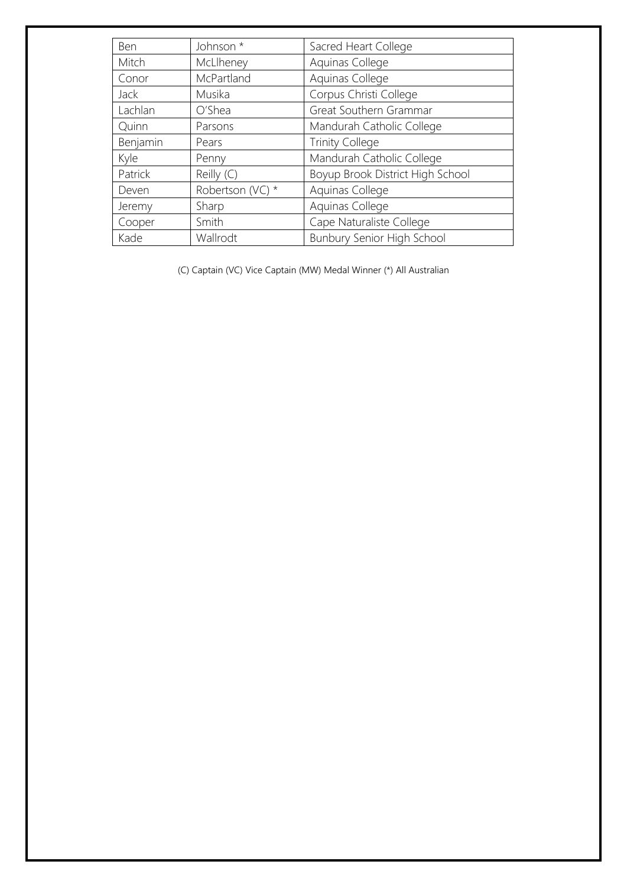| | | |
|---|---|---|
| Ben | Johnson * | Sacred Heart College |
| Mitch | McLlheney | Aquinas College |
| Conor | McPartland | Aquinas College |
| Jack | Musika | Corpus Christi College |
| Lachlan | O'Shea | Great Southern Grammar |
| Quinn | Parsons | Mandurah Catholic College |
| Benjamin | Pears | Trinity College |
| Kyle | Penny | Mandurah Catholic College |
| Patrick | Reilly (C) | Boyup Brook District High School |
| Deven | Robertson (VC) * | Aquinas College |
| Jeremy | Sharp | Aquinas College |
| Cooper | Smith | Cape Naturaliste College |
| Kade | Wallrodt | Bunbury Senior High School |

(C) Captain (VC) Vice Captain (MW) Medal Winner (*) All Australian